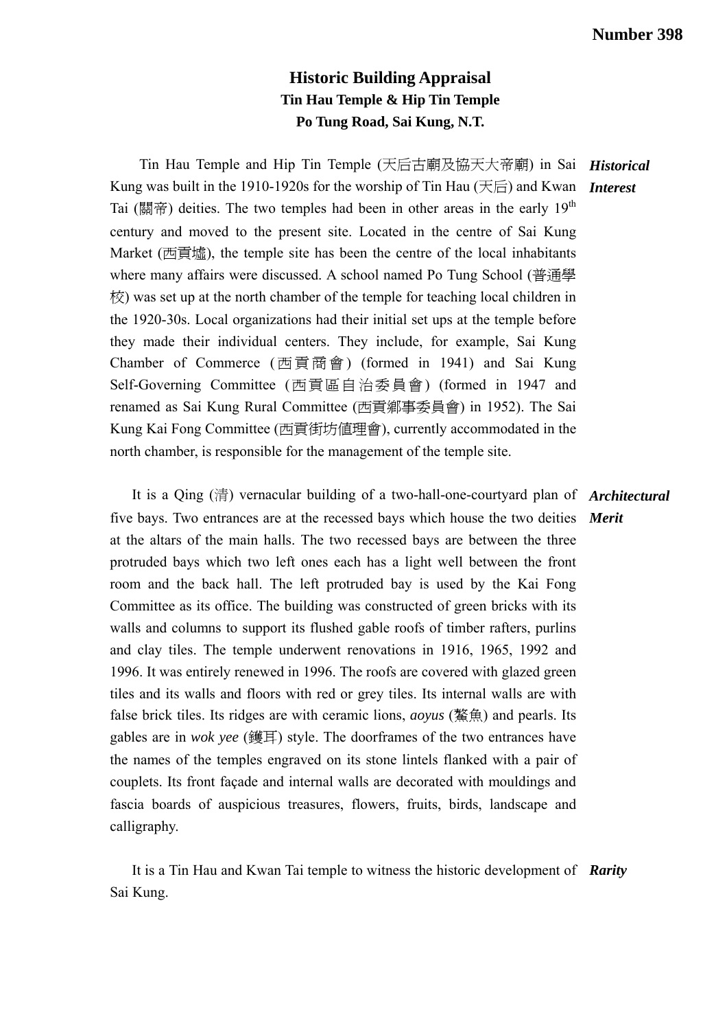Number 398

# Historic Building Appraisal

## Tin Hau Temple & Hip Tin Temple

## Po Tung Road, Sai Kung, N.T.

***Historical Interest***

Tin Hau Temple and Hip Tin Temple (天后古廟及協天大帝廟) in Sai Kung was built in the 1910-1920s for the worship of Tin Hau (天后) and Kwan Tai (關帝) deities. The two temples had been in other areas in the early 19th century and moved to the present site. Located in the centre of Sai Kung Market (西貢墟), the temple site has been the centre of the local inhabitants where many affairs were discussed. A school named Po Tung School (普通學校) was set up at the north chamber of the temple for teaching local children in the 1920-30s. Local organizations had their initial set ups at the temple before they made their individual centers. They include, for example, Sai Kung Chamber of Commerce (西貢商會) (formed in 1941) and Sai Kung Self-Governing Committee (西貢區自治委員會) (formed in 1947 and renamed as Sai Kung Rural Committee (西貢鄉事委員會) in 1952). The Sai Kung Kai Fong Committee (西貢街坊值理會), currently accommodated in the north chamber, is responsible for the management of the temple site.

***Architectural Merit***

It is a Qing (清) vernacular building of a two-hall-one-courtyard plan of five bays. Two entrances are at the recessed bays which house the two deities at the altars of the main halls. The two recessed bays are between the three protruded bays which two left ones each has a light well between the front room and the back hall. The left protruded bay is used by the Kai Fong Committee as its office. The building was constructed of green bricks with its walls and columns to support its flushed gable roofs of timber rafters, purlins and clay tiles. The temple underwent renovations in 1916, 1965, 1992 and 1996. It was entirely renewed in 1996. The roofs are covered with glazed green tiles and its walls and floors with red or grey tiles. Its internal walls are with false brick tiles. Its ridges are with ceramic lions, *aoyus* (鰲魚) and pearls. Its gables are in *wok yee* (鑊耳) style. The doorframes of the two entrances have the names of the temples engraved on its stone lintels flanked with a pair of couplets. Its front façade and internal walls are decorated with mouldings and fascia boards of auspicious treasures, flowers, fruits, birds, landscape and calligraphy.

***Rarity***

It is a Tin Hau and Kwan Tai temple to witness the historic development of Sai Kung.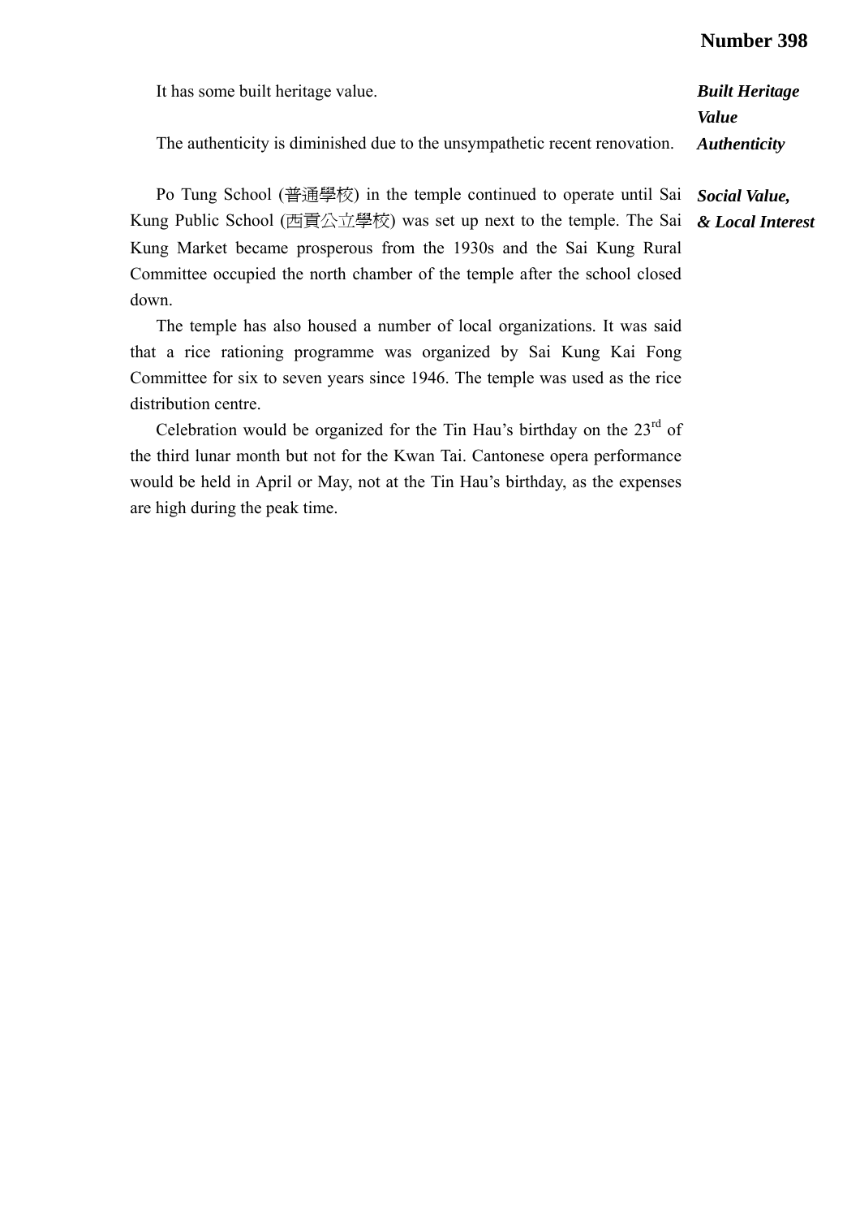It has some built heritage value. ***Built Heritage Value***

The authenticity is diminished due to the unsympathetic recent renovation. ***Authenticity***

***Social Value, & Local Interest***

Po Tung School (普通學校) in the temple continued to operate until Sai Kung Public School (西貢公立學校) was set up next to the temple. The Sai Kung Market became prosperous from the 1930s and the Sai Kung Rural Committee occupied the north chamber of the temple after the school closed down.

The temple has also housed a number of local organizations. It was said that a rice rationing programme was organized by Sai Kung Kai Fong Committee for six to seven years since 1946. The temple was used as the rice distribution centre.

Celebration would be organized for the Tin Hau's birthday on the 23rd of the third lunar month but not for the Kwan Tai. Cantonese opera performance would be held in April or May, not at the Tin Hau's birthday, as the expenses are high during the peak time.